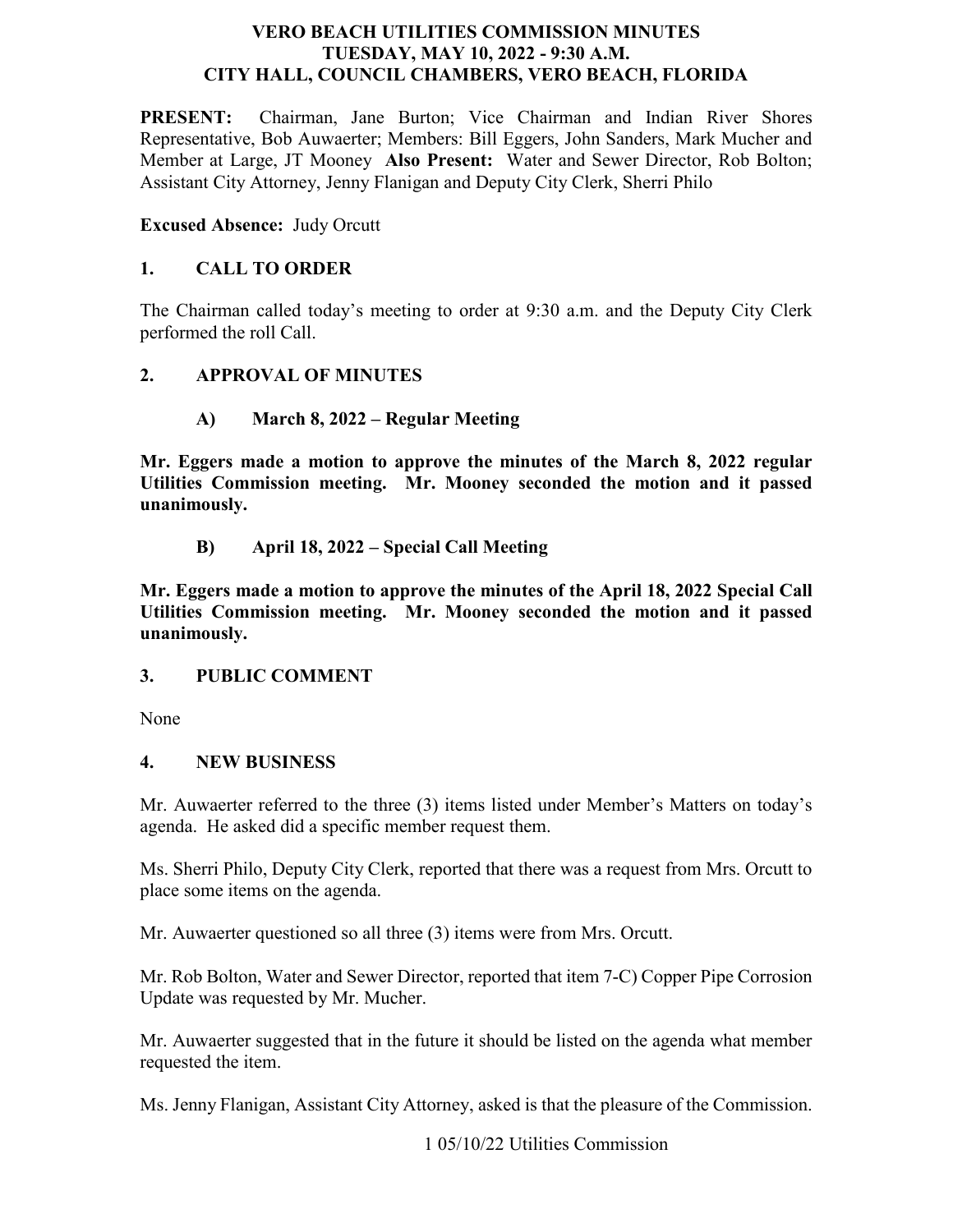# VERO BEACH UTILITIES COMMISSION MINUTES
## TUESDAY, MAY 10, 2022 - 9:30 A.M.
## CITY HALL, COUNCIL CHAMBERS, VERO BEACH, FLORIDA

**PRESENT:** Chairman, Jane Burton; Vice Chairman and Indian River Shores Representative, Bob Auwaerter; Members: Bill Eggers, John Sanders, Mark Mucher and Member at Large, JT Mooney **Also Present:** Water and Sewer Director, Rob Bolton; Assistant City Attorney, Jenny Flanigan and Deputy City Clerk, Sherri Philo

**Excused Absence:** Judy Orcutt

## 1. CALL TO ORDER

The Chairman called today's meeting to order at 9:30 a.m. and the Deputy City Clerk performed the roll Call.

## 2. APPROVAL OF MINUTES

### A) March 8, 2022 – Regular Meeting

**Mr. Eggers made a motion to approve the minutes of the March 8, 2022 regular Utilities Commission meeting. Mr. Mooney seconded the motion and it passed unanimously.**

### B) April 18, 2022 – Special Call Meeting

**Mr. Eggers made a motion to approve the minutes of the April 18, 2022 Special Call Utilities Commission meeting. Mr. Mooney seconded the motion and it passed unanimously.**

## 3. PUBLIC COMMENT

None

## 4. NEW BUSINESS

Mr. Auwaerter referred to the three (3) items listed under Member's Matters on today's agenda. He asked did a specific member request them.

Ms. Sherri Philo, Deputy City Clerk, reported that there was a request from Mrs. Orcutt to place some items on the agenda.

Mr. Auwaerter questioned so all three (3) items were from Mrs. Orcutt.

Mr. Rob Bolton, Water and Sewer Director, reported that item 7-C) Copper Pipe Corrosion Update was requested by Mr. Mucher.

Mr. Auwaerter suggested that in the future it should be listed on the agenda what member requested the item.

Ms. Jenny Flanigan, Assistant City Attorney, asked is that the pleasure of the Commission.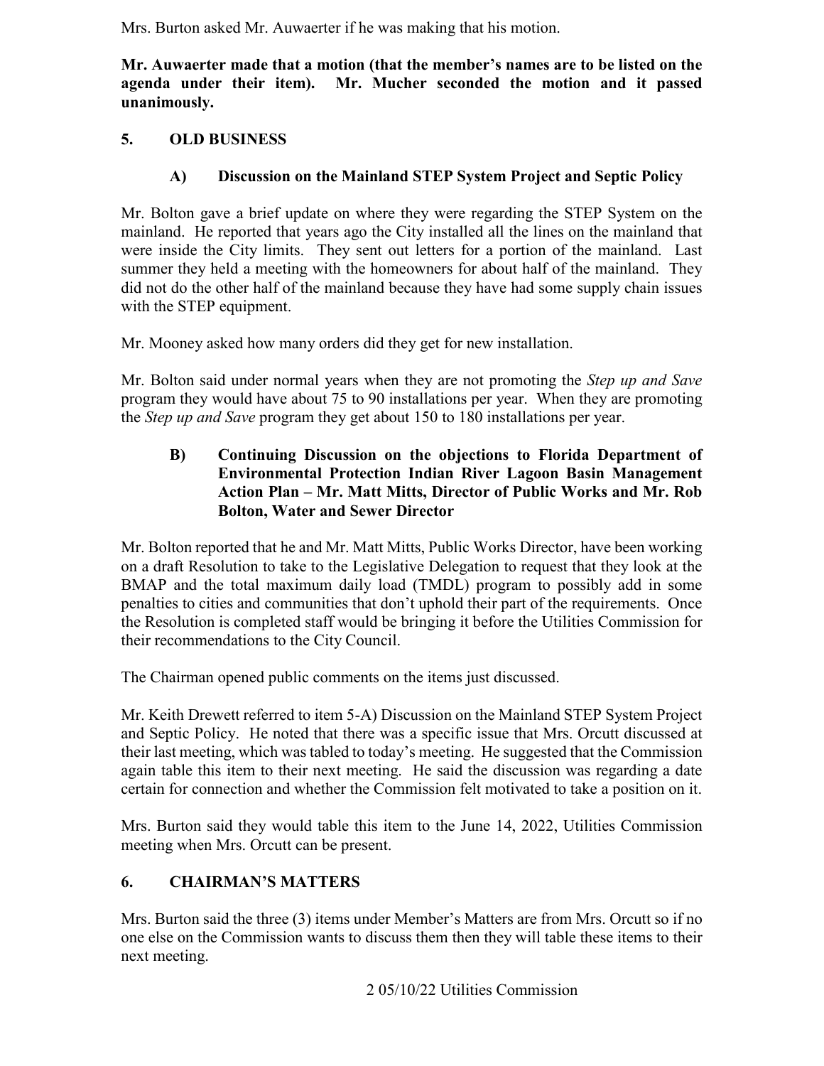Mrs. Burton asked Mr. Auwaerter if he was making that his motion.

**Mr. Auwaerter made that a motion (that the member's names are to be listed on the agenda under their item). Mr. Mucher seconded the motion and it passed unanimously.**

## 5. OLD BUSINESS

### A) Discussion on the Mainland STEP System Project and Septic Policy

Mr. Bolton gave a brief update on where they were regarding the STEP System on the mainland. He reported that years ago the City installed all the lines on the mainland that were inside the City limits. They sent out letters for a portion of the mainland. Last summer they held a meeting with the homeowners for about half of the mainland. They did not do the other half of the mainland because they have had some supply chain issues with the STEP equipment.

Mr. Mooney asked how many orders did they get for new installation.

Mr. Bolton said under normal years when they are not promoting the *Step up and Save* program they would have about 75 to 90 installations per year. When they are promoting the *Step up and Save* program they get about 150 to 180 installations per year.

### B) Continuing Discussion on the objections to Florida Department of Environmental Protection Indian River Lagoon Basin Management Action Plan – Mr. Matt Mitts, Director of Public Works and Mr. Rob Bolton, Water and Sewer Director

Mr. Bolton reported that he and Mr. Matt Mitts, Public Works Director, have been working on a draft Resolution to take to the Legislative Delegation to request that they look at the BMAP and the total maximum daily load (TMDL) program to possibly add in some penalties to cities and communities that don't uphold their part of the requirements. Once the Resolution is completed staff would be bringing it before the Utilities Commission for their recommendations to the City Council.

The Chairman opened public comments on the items just discussed.

Mr. Keith Drewett referred to item 5-A) Discussion on the Mainland STEP System Project and Septic Policy. He noted that there was a specific issue that Mrs. Orcutt discussed at their last meeting, which was tabled to today's meeting. He suggested that the Commission again table this item to their next meeting. He said the discussion was regarding a date certain for connection and whether the Commission felt motivated to take a position on it.

Mrs. Burton said they would table this item to the June 14, 2022, Utilities Commission meeting when Mrs. Orcutt can be present.

## 6. CHAIRMAN'S MATTERS

Mrs. Burton said the three (3) items under Member's Matters are from Mrs. Orcutt so if no one else on the Commission wants to discuss them then they will table these items to their next meeting.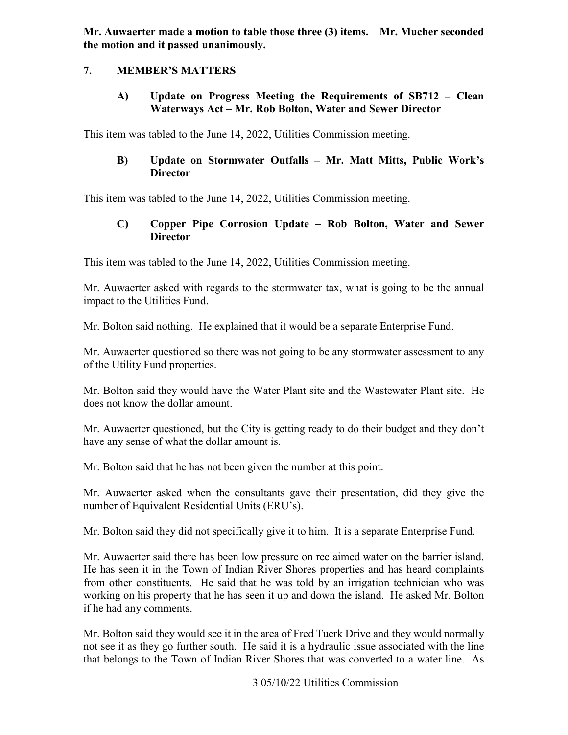**Mr. Auwaerter made a motion to table those three (3) items. Mr. Mucher seconded the motion and it passed unanimously.**

## 7. MEMBER'S MATTERS

### A) Update on Progress Meeting the Requirements of SB712 – Clean Waterways Act – Mr. Rob Bolton, Water and Sewer Director

This item was tabled to the June 14, 2022, Utilities Commission meeting.

### B) Update on Stormwater Outfalls – Mr. Matt Mitts, Public Work's Director

This item was tabled to the June 14, 2022, Utilities Commission meeting.

### C) Copper Pipe Corrosion Update – Rob Bolton, Water and Sewer Director

This item was tabled to the June 14, 2022, Utilities Commission meeting.

Mr. Auwaerter asked with regards to the stormwater tax, what is going to be the annual impact to the Utilities Fund.

Mr. Bolton said nothing. He explained that it would be a separate Enterprise Fund.

Mr. Auwaerter questioned so there was not going to be any stormwater assessment to any of the Utility Fund properties.

Mr. Bolton said they would have the Water Plant site and the Wastewater Plant site. He does not know the dollar amount.

Mr. Auwaerter questioned, but the City is getting ready to do their budget and they don't have any sense of what the dollar amount is.

Mr. Bolton said that he has not been given the number at this point.

Mr. Auwaerter asked when the consultants gave their presentation, did they give the number of Equivalent Residential Units (ERU's).

Mr. Bolton said they did not specifically give it to him. It is a separate Enterprise Fund.

Mr. Auwaerter said there has been low pressure on reclaimed water on the barrier island. He has seen it in the Town of Indian River Shores properties and has heard complaints from other constituents. He said that he was told by an irrigation technician who was working on his property that he has seen it up and down the island. He asked Mr. Bolton if he had any comments.

Mr. Bolton said they would see it in the area of Fred Tuerk Drive and they would normally not see it as they go further south. He said it is a hydraulic issue associated with the line that belongs to the Town of Indian River Shores that was converted to a water line. As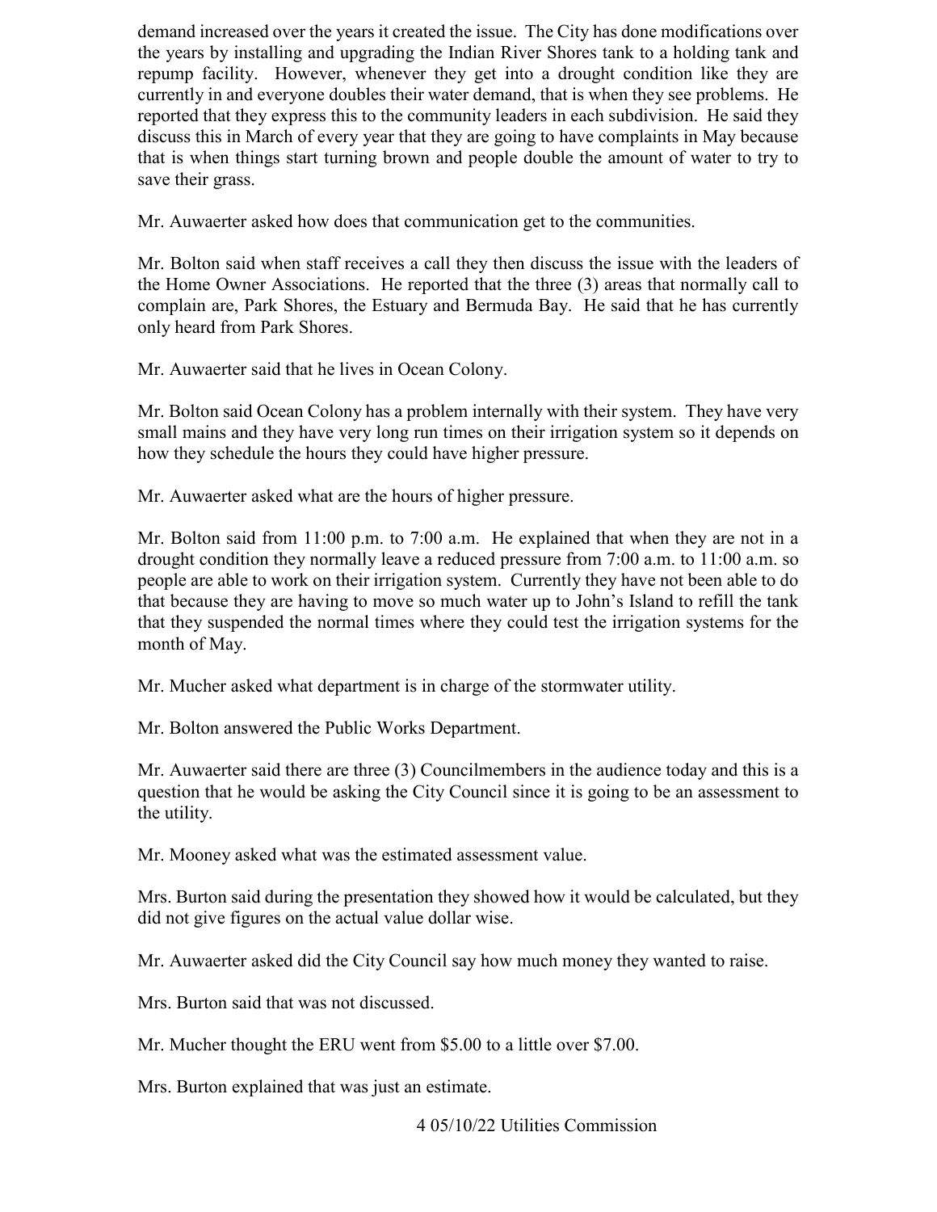demand increased over the years it created the issue. The City has done modifications over the years by installing and upgrading the Indian River Shores tank to a holding tank and repump facility. However, whenever they get into a drought condition like they are currently in and everyone doubles their water demand, that is when they see problems. He reported that they express this to the community leaders in each subdivision. He said they discuss this in March of every year that they are going to have complaints in May because that is when things start turning brown and people double the amount of water to try to save their grass.

Mr. Auwaerter asked how does that communication get to the communities.

Mr. Bolton said when staff receives a call they then discuss the issue with the leaders of the Home Owner Associations. He reported that the three (3) areas that normally call to complain are, Park Shores, the Estuary and Bermuda Bay. He said that he has currently only heard from Park Shores.

Mr. Auwaerter said that he lives in Ocean Colony.

Mr. Bolton said Ocean Colony has a problem internally with their system. They have very small mains and they have very long run times on their irrigation system so it depends on how they schedule the hours they could have higher pressure.

Mr. Auwaerter asked what are the hours of higher pressure.

Mr. Bolton said from 11:00 p.m. to 7:00 a.m. He explained that when they are not in a drought condition they normally leave a reduced pressure from 7:00 a.m. to 11:00 a.m. so people are able to work on their irrigation system. Currently they have not been able to do that because they are having to move so much water up to John's Island to refill the tank that they suspended the normal times where they could test the irrigation systems for the month of May.

Mr. Mucher asked what department is in charge of the stormwater utility.

Mr. Bolton answered the Public Works Department.

Mr. Auwaerter said there are three (3) Councilmembers in the audience today and this is a question that he would be asking the City Council since it is going to be an assessment to the utility.

Mr. Mooney asked what was the estimated assessment value.

Mrs. Burton said during the presentation they showed how it would be calculated, but they did not give figures on the actual value dollar wise.

Mr. Auwaerter asked did the City Council say how much money they wanted to raise.

Mrs. Burton said that was not discussed.

Mr. Mucher thought the ERU went from $5.00 to a little over $7.00.

Mrs. Burton explained that was just an estimate.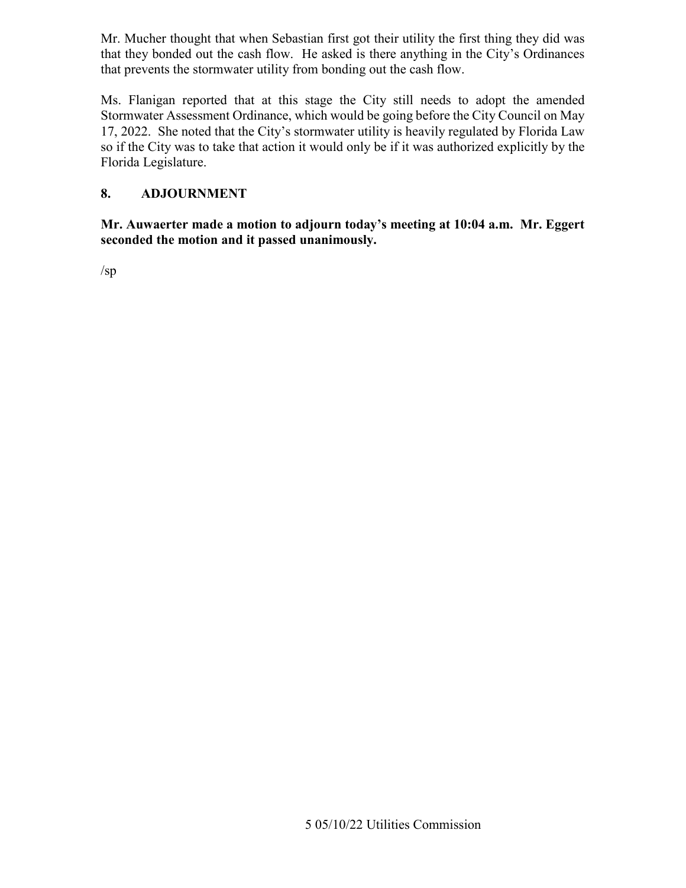Mr. Mucher thought that when Sebastian first got their utility the first thing they did was that they bonded out the cash flow. He asked is there anything in the City's Ordinances that prevents the stormwater utility from bonding out the cash flow.

Ms. Flanigan reported that at this stage the City still needs to adopt the amended Stormwater Assessment Ordinance, which would be going before the City Council on May 17, 2022. She noted that the City's stormwater utility is heavily regulated by Florida Law so if the City was to take that action it would only be if it was authorized explicitly by the Florida Legislature.

## 8. ADJOURNMENT

**Mr. Auwaerter made a motion to adjourn today's meeting at 10:04 a.m. Mr. Eggert seconded the motion and it passed unanimously.**

/sp